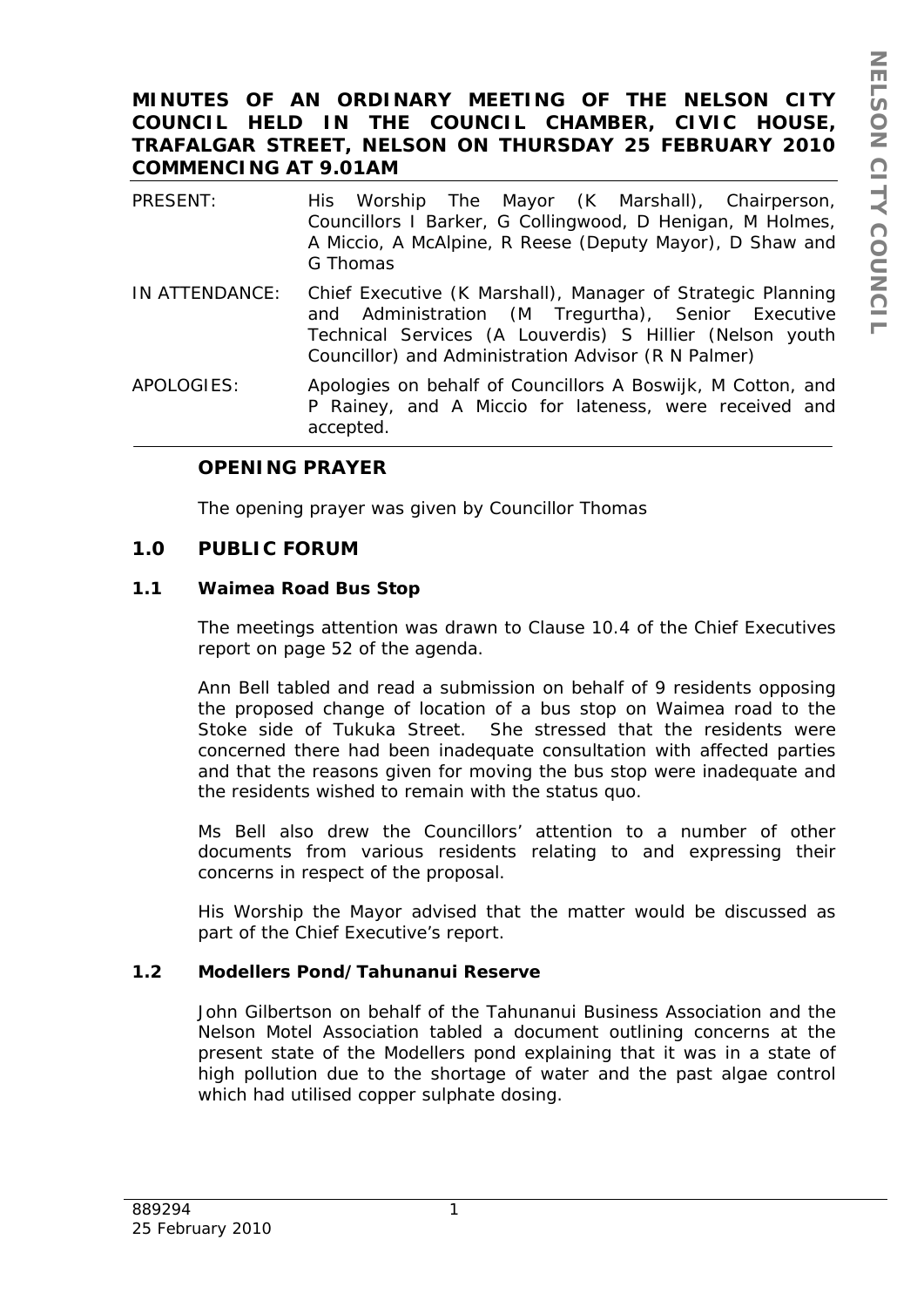**MINUTES OF AN ORDINARY MEETING OF THE NELSON CITY COUNCIL HELD IN THE COUNCIL CHAMBER, CIVIC HOUSE, TRAFALGAR STREET, NELSON ON THURSDAY 25 FEBRUARY 2010 COMMENCING AT 9.01AM**

| | |
|---|---|
| PRESENT: | His Worship The Mayor (K Marshall), Chairperson, Councillors I Barker, G Collingwood, D Henigan, M Holmes, A Miccio, A McAlpine, R Reese (Deputy Mayor), D Shaw and G Thomas |
| IN ATTENDANCE: | Chief Executive (K Marshall), Manager of Strategic Planning and Administration (M Tregurtha), Senior Executive Technical Services (A Louverdis) S Hillier (Nelson youth Councillor) and Administration Advisor (R N Palmer) |
| APOLOGIES: | Apologies on behalf of Councillors A Boswijk, M Cotton, and P Rainey, and A Miccio for lateness, were received and accepted. |

## OPENING PRAYER

The opening prayer was given by Councillor Thomas

## 1.0 PUBLIC FORUM

### 1.1 Waimea Road Bus Stop

The meetings attention was drawn to Clause 10.4 of the Chief Executives report on page 52 of the agenda.

Ann Bell tabled and read a submission on behalf of 9 residents opposing the proposed change of location of a bus stop on Waimea road to the Stoke side of Tukuka Street. She stressed that the residents were concerned there had been inadequate consultation with affected parties and that the reasons given for moving the bus stop were inadequate and the residents wished to remain with the status quo.

Ms Bell also drew the Councillors' attention to a number of other documents from various residents relating to and expressing their concerns in respect of the proposal.

His Worship the Mayor advised that the matter would be discussed as part of the Chief Executive's report.

### 1.2 Modellers Pond/Tahunanui Reserve

John Gilbertson on behalf of the Tahunanui Business Association and the Nelson Motel Association tabled a document outlining concerns at the present state of the Modellers pond explaining that it was in a state of high pollution due to the shortage of water and the past algae control which had utilised copper sulphate dosing.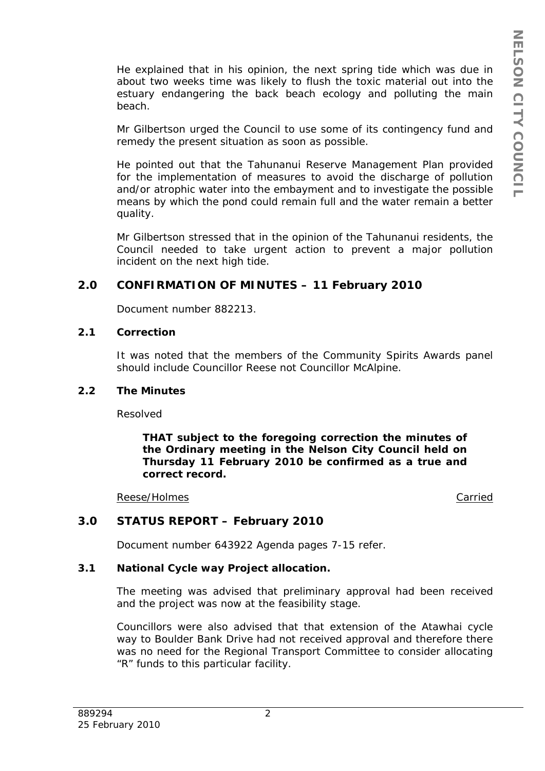He explained that in his opinion, the next spring tide which was due in about two weeks time was likely to flush the toxic material out into the estuary endangering the back beach ecology and polluting the main beach.

Mr Gilbertson urged the Council to use some of its contingency fund and remedy the present situation as soon as possible.

He pointed out that the Tahunanui Reserve Management Plan provided for the implementation of measures to avoid the discharge of pollution and/or atrophic water into the embayment and to investigate the possible means by which the pond could remain full and the water remain a better quality.

Mr Gilbertson stressed that in the opinion of the Tahunanui residents, the Council needed to take urgent action to prevent a major pollution incident on the next high tide.

## 2.0 CONFIRMATION OF MINUTES – 11 February 2010

Document number 882213.

### 2.1 Correction

It was noted that the members of the Community Spirits Awards panel should include Councillor Reese not Councillor McAlpine.

### 2.2 The Minutes

Resolved

**THAT subject to the foregoing correction the minutes of the Ordinary meeting in the Nelson City Council held on Thursday 11 February 2010 be confirmed as a true and correct record.**

Reese/Holmes — Carried

## 3.0 STATUS REPORT – February 2010

Document number 643922 Agenda pages 7-15 refer.

### 3.1 National Cycle way Project allocation.

The meeting was advised that preliminary approval had been received and the project was now at the feasibility stage.

Councillors were also advised that that extension of the Atawhai cycle way to Boulder Bank Drive had not received approval and therefore there was no need for the Regional Transport Committee to consider allocating "R" funds to this particular facility.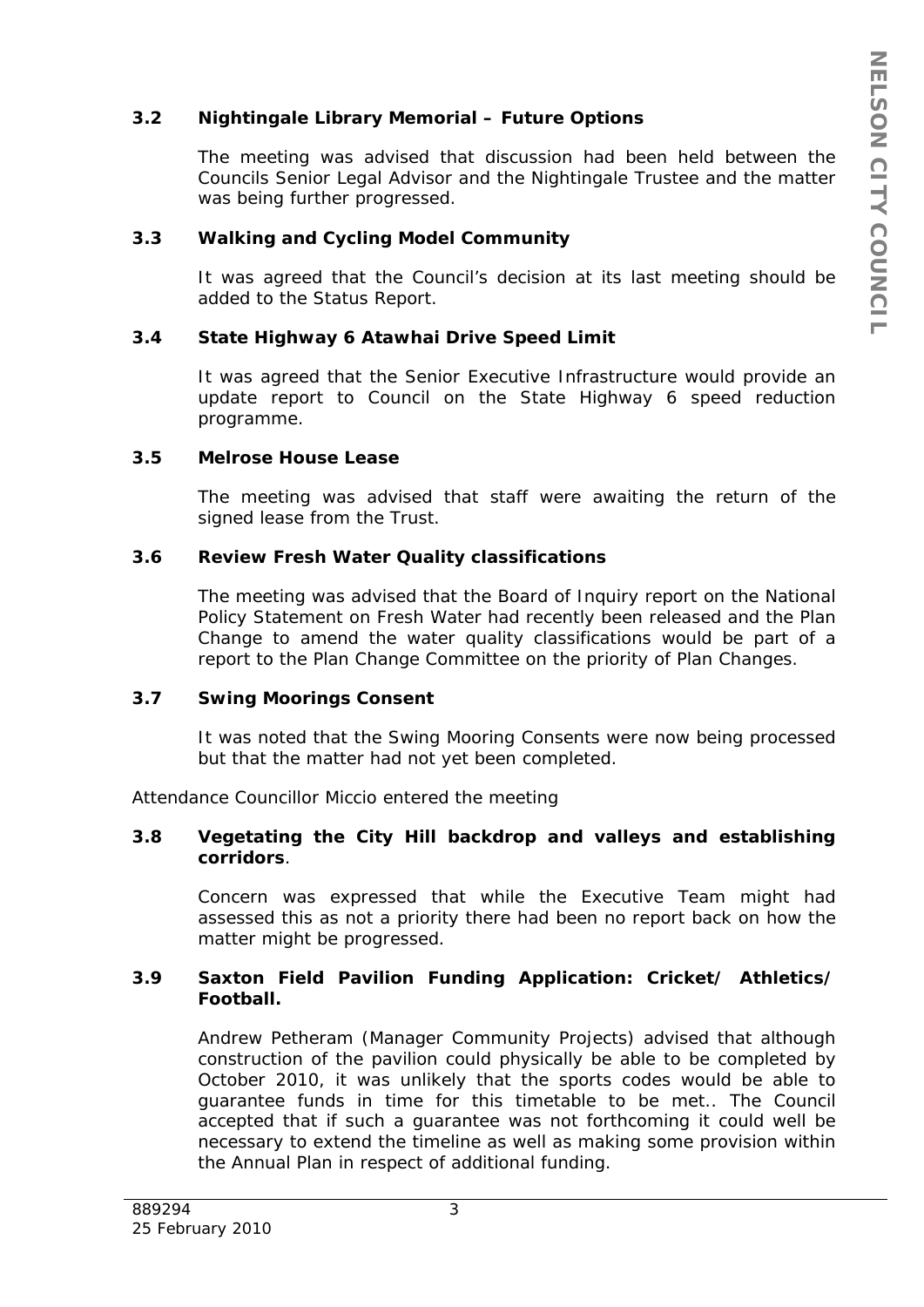### 3.2 Nightingale Library Memorial – Future Options

The meeting was advised that discussion had been held between the Councils Senior Legal Advisor and the Nightingale Trustee and the matter was being further progressed.

### 3.3 Walking and Cycling Model Community

It was agreed that the Council's decision at its last meeting should be added to the Status Report.

### 3.4 State Highway 6 Atawhai Drive Speed Limit

It was agreed that the Senior Executive Infrastructure would provide an update report to Council on the State Highway 6 speed reduction programme.

### 3.5 Melrose House Lease

The meeting was advised that staff were awaiting the return of the signed lease from the Trust.

### 3.6 Review Fresh Water Quality classifications

The meeting was advised that the Board of Inquiry report on the National Policy Statement on Fresh Water had recently been released and the Plan Change to amend the water quality classifications would be part of a report to the Plan Change Committee on the priority of Plan Changes.

### 3.7 Swing Moorings Consent

It was noted that the Swing Mooring Consents were now being processed but that the matter had not yet been completed.

Attendance Councillor Miccio entered the meeting

### 3.8 Vegetating the City Hill backdrop and valleys and establishing corridors.

Concern was expressed that while the Executive Team might had assessed this as not a priority there had been no report back on how the matter might be progressed.

### 3.9 Saxton Field Pavilion Funding Application: Cricket/ Athletics/ Football.

Andrew Petheram (Manager Community Projects) advised that although construction of the pavilion could physically be able to be completed by October 2010, it was unlikely that the sports codes would be able to guarantee funds in time for this timetable to be met.. The Council accepted that if such a guarantee was not forthcoming it could well be necessary to extend the timeline as well as making some provision within the Annual Plan in respect of additional funding.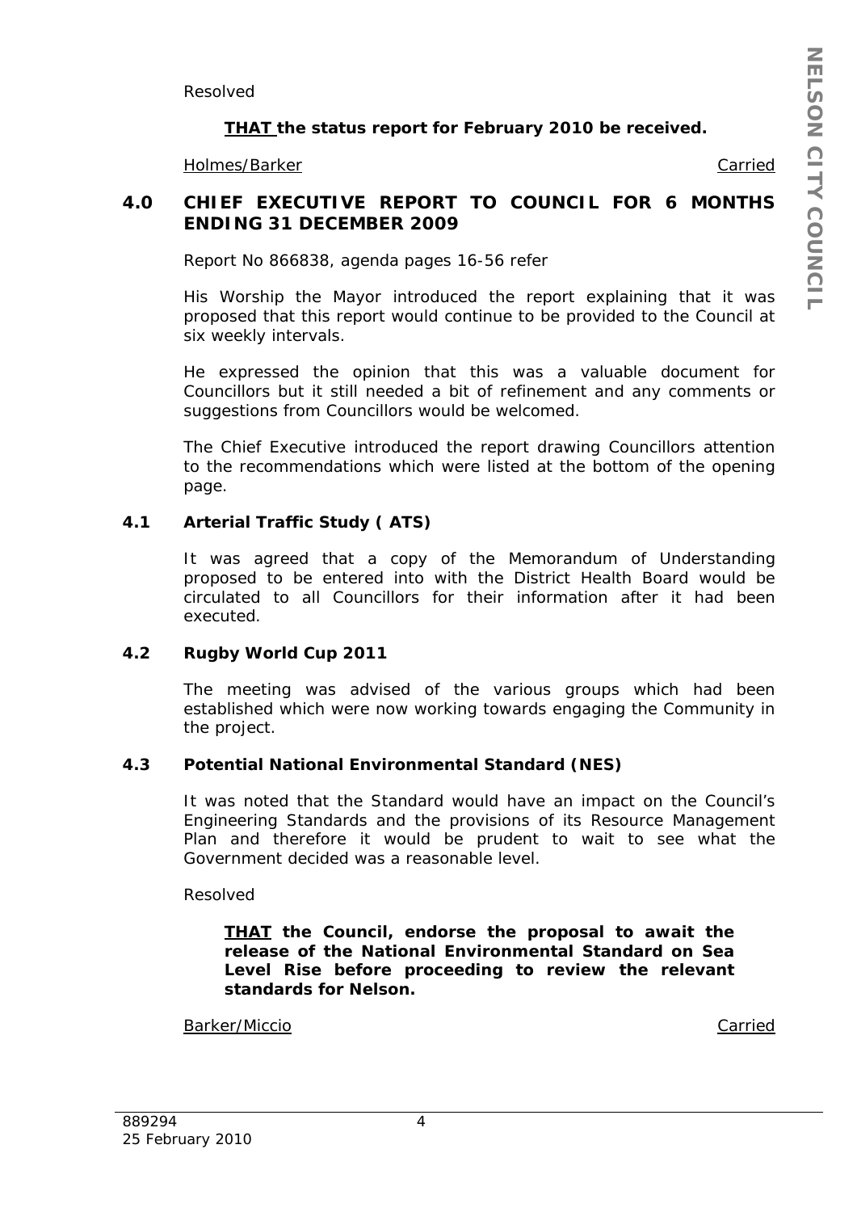Resolved

**<u>THAT</u> the status report for February 2010 be received.**

<u>Holmes/Barker</u> <u>Carried</u>

## 4.0 CHIEF EXECUTIVE REPORT TO COUNCIL FOR 6 MONTHS ENDING 31 DECEMBER 2009

Report No 866838, agenda pages 16-56 refer

His Worship the Mayor introduced the report explaining that it was proposed that this report would continue to be provided to the Council at six weekly intervals.

He expressed the opinion that this was a valuable document for Councillors but it still needed a bit of refinement and any comments or suggestions from Councillors would be welcomed.

The Chief Executive introduced the report drawing Councillors attention to the recommendations which were listed at the bottom of the opening page.

### 4.1 Arterial Traffic Study ( ATS)

It was agreed that a copy of the Memorandum of Understanding proposed to be entered into with the District Health Board would be circulated to all Councillors for their information after it had been executed.

### 4.2 Rugby World Cup 2011

The meeting was advised of the various groups which had been established which were now working towards engaging the Community in the project.

### 4.3 Potential National Environmental Standard (NES)

It was noted that the Standard would have an impact on the Council's Engineering Standards and the provisions of its Resource Management Plan and therefore it would be prudent to wait to see what the Government decided was a reasonable level.

Resolved

**<u>THAT</u> the Council, endorse the proposal to await the release of the National Environmental Standard on Sea Level Rise before proceeding to review the relevant standards for Nelson.**

<u>Barker/Miccio</u> <u>Carried</u>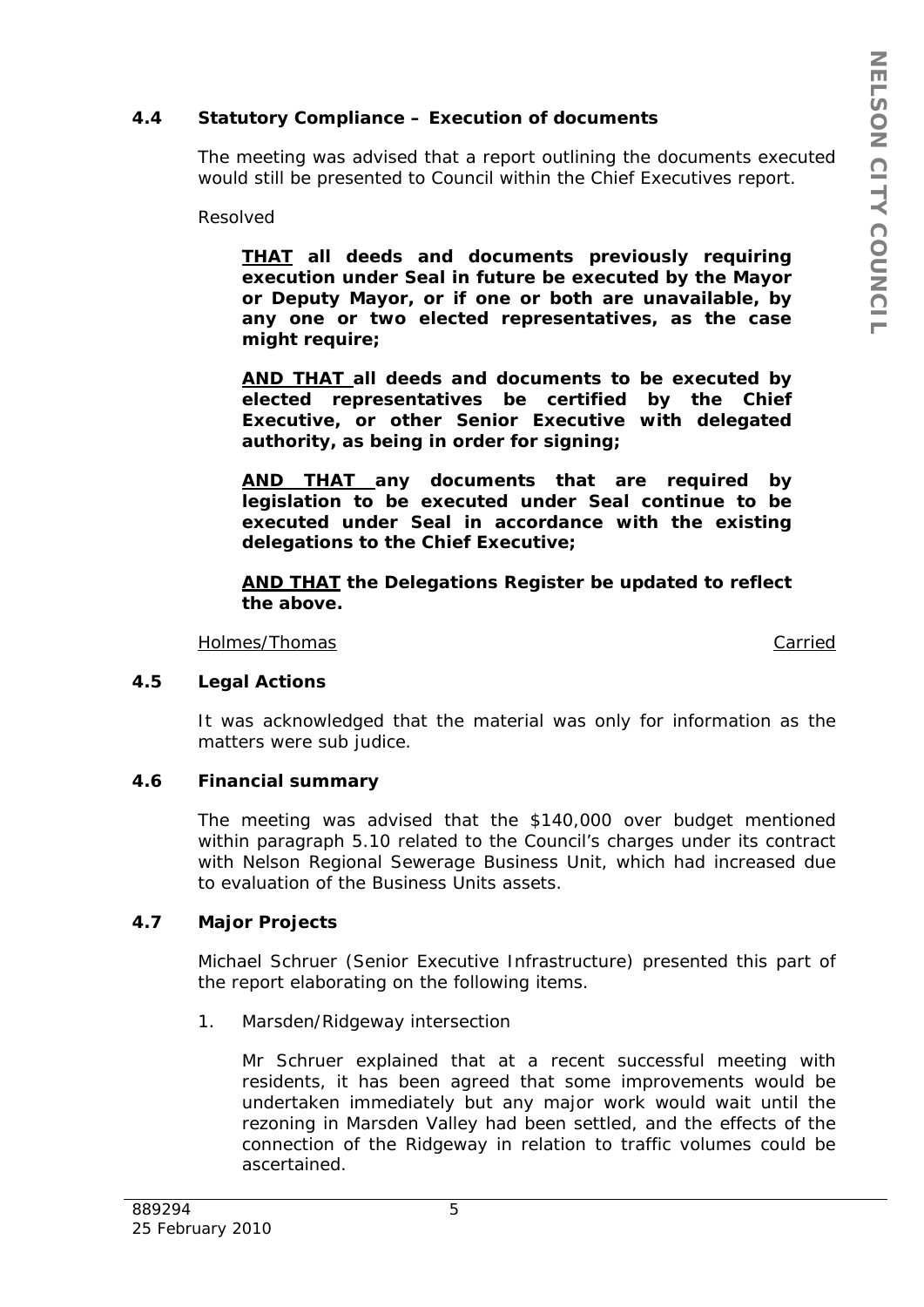### 4.4 Statutory Compliance – Execution of documents

The meeting was advised that a report outlining the documents executed would still be presented to Council within the Chief Executives report.

Resolved

> **<u>THAT</u> all deeds and documents previously requiring execution under Seal in future be executed by the Mayor or Deputy Mayor, or if one or both are unavailable, by any one or two elected representatives, as the case might require;**
>
> **<u>AND THAT</u> all deeds and documents to be executed by elected representatives be certified by the Chief Executive, or other Senior Executive with delegated authority, as being in order for signing;**
>
> **<u>AND THAT</u> any documents that are required by legislation to be executed under Seal continue to be executed under Seal in accordance with the existing delegations to the Chief Executive;**
>
> **<u>AND THAT</u> the Delegations Register be updated to reflect the above.**

<u>Holmes/Thomas</u> <u>Carried</u>

### 4.5 Legal Actions

It was acknowledged that the material was only for information as the matters were sub judice.

### 4.6 Financial summary

The meeting was advised that the $140,000 over budget mentioned within paragraph 5.10 related to the Council's charges under its contract with Nelson Regional Sewerage Business Unit, which had increased due to evaluation of the Business Units assets.

### 4.7 Major Projects

Michael Schruer (Senior Executive Infrastructure) presented this part of the report elaborating on the following items.

1. Marsden/Ridgeway intersection

   Mr Schruer explained that at a recent successful meeting with residents, it has been agreed that some improvements would be undertaken immediately but any major work would wait until the rezoning in Marsden Valley had been settled, and the effects of the connection of the Ridgeway in relation to traffic volumes could be ascertained.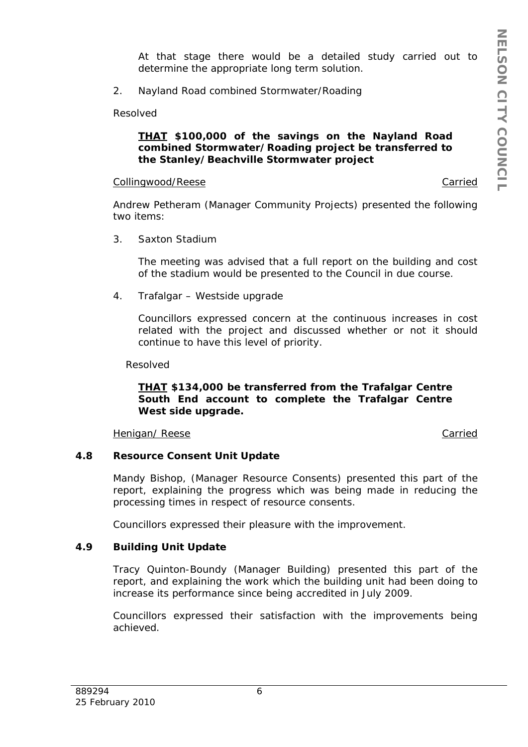At that stage there would be a detailed study carried out to determine the appropriate long term solution.

2. Nayland Road combined Stormwater/Roading

Resolved

**<u>THAT</u> $100,000 of the savings on the Nayland Road combined Stormwater/Roading project be transferred to the Stanley/Beachville Stormwater project**

<u>Collingwood/Reese</u> <u>Carried</u>

Andrew Petheram (Manager Community Projects) presented the following two items:

3. Saxton Stadium

The meeting was advised that a full report on the building and cost of the stadium would be presented to the Council in due course.

4. Trafalgar – Westside upgrade

Councillors expressed concern at the continuous increases in cost related with the project and discussed whether or not it should continue to have this level of priority.

Resolved

**<u>THAT</u> $134,000 be transferred from the Trafalgar Centre South End account to complete the Trafalgar Centre West side upgrade.**

<u>Henigan/ Reese</u> <u>Carried</u>

### 4.8 Resource Consent Unit Update

Mandy Bishop, (Manager Resource Consents) presented this part of the report, explaining the progress which was being made in reducing the processing times in respect of resource consents.

Councillors expressed their pleasure with the improvement.

### 4.9 Building Unit Update

Tracy Quinton-Boundy (Manager Building) presented this part of the report, and explaining the work which the building unit had been doing to increase its performance since being accredited in July 2009.

Councillors expressed their satisfaction with the improvements being achieved.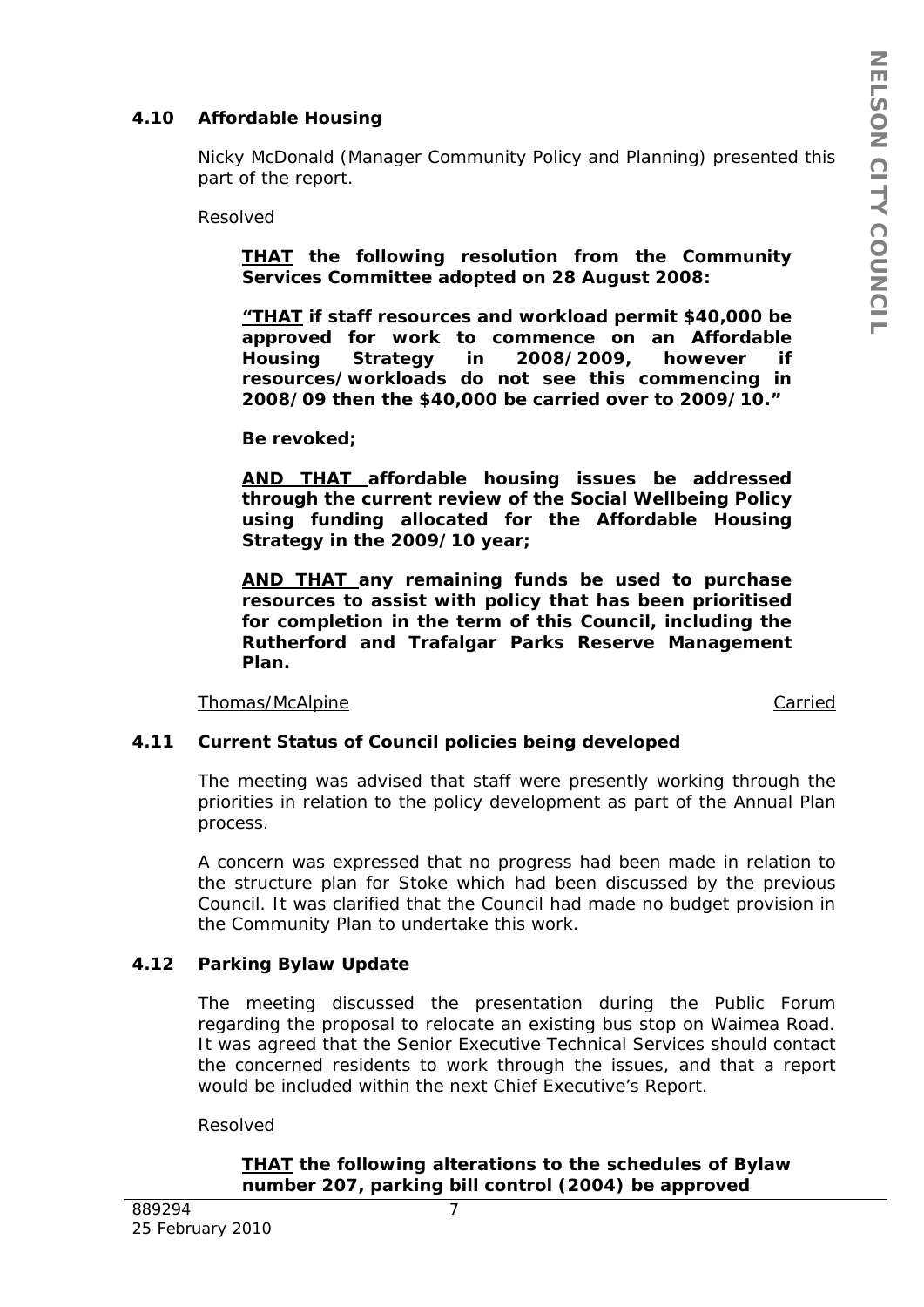### 4.10 Affordable Housing

Nicky McDonald (Manager Community Policy and Planning) presented this part of the report.

Resolved

> **THAT the following resolution from the Community Services Committee adopted on 28 August 2008:**
>
> **"THAT if staff resources and workload permit $40,000 be approved for work to commence on an Affordable Housing Strategy in 2008/2009, however if resources/workloads do not see this commencing in 2008/09 then the $40,000 be carried over to 2009/10."**
>
> **Be revoked;**
>
> **AND THAT affordable housing issues be addressed through the current review of the Social Wellbeing Policy using funding allocated for the Affordable Housing Strategy in the 2009/10 year;**
>
> **AND THAT any remaining funds be used to purchase resources to assist with policy that has been prioritised for completion in the term of this Council, including the Rutherford and Trafalgar Parks Reserve Management Plan.**

Thomas/McAlpine — Carried

### 4.11 Current Status of Council policies being developed

The meeting was advised that staff were presently working through the priorities in relation to the policy development as part of the Annual Plan process.

A concern was expressed that no progress had been made in relation to the structure plan for Stoke which had been discussed by the previous Council. It was clarified that the Council had made no budget provision in the Community Plan to undertake this work.

### 4.12 Parking Bylaw Update

The meeting discussed the presentation during the Public Forum regarding the proposal to relocate an existing bus stop on Waimea Road. It was agreed that the Senior Executive Technical Services should contact the concerned residents to work through the issues, and that a report would be included within the next Chief Executive's Report.

Resolved

> **THAT the following alterations to the schedules of Bylaw number 207, parking bill control (2004) be approved**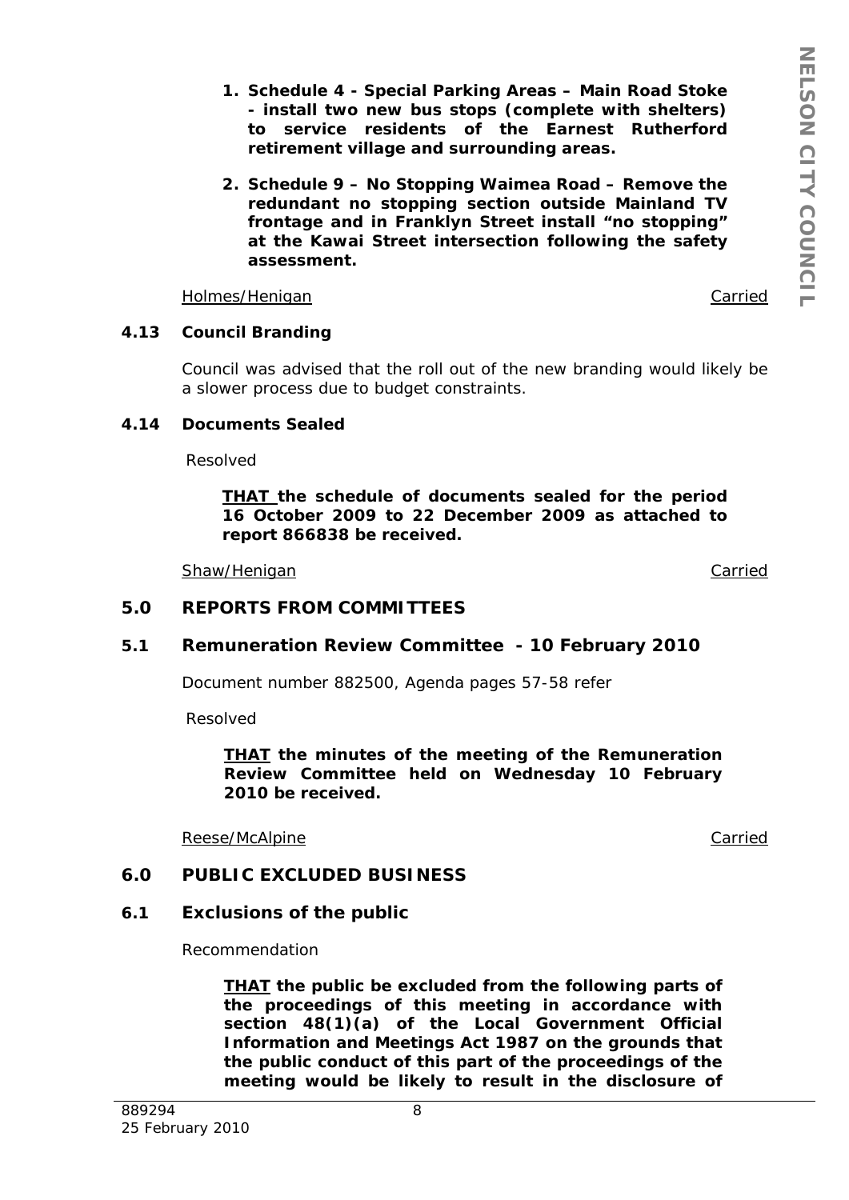1. **Schedule 4 - Special Parking Areas – Main Road Stoke - install two new bus stops (complete with shelters) to service residents of the Earnest Rutherford retirement village and surrounding areas.**

2. **Schedule 9 – No Stopping Waimea Road – Remove the redundant no stopping section outside Mainland TV frontage and in Franklyn Street install "no stopping" at the Kawai Street intersection following the safety assessment.**

Holmes/Henigan Carried

### 4.13 Council Branding

*Council was advised that the roll out of the new branding would likely be a slower process due to budget constraints.*

### 4.14 Documents Sealed

Resolved

**THAT the schedule of documents sealed for the period 16 October 2009 to 22 December 2009 as attached to report 866838 be received.**

Shaw/Henigan Carried

## 5.0 REPORTS FROM COMMITTEES

### 5.1 Remuneration Review Committee - 10 February 2010

Document number 882500, Agenda pages 57-58 refer

Resolved

**THAT the minutes of the meeting of the Remuneration Review Committee held on Wednesday 10 February 2010 be received.**

Reese/McAlpine Carried

## 6.0 PUBLIC EXCLUDED BUSINESS

### 6.1 Exclusions of the public

Recommendation

**THAT the public be excluded from the following parts of the proceedings of this meeting in accordance with section 48(1)(a) of the Local Government Official Information and Meetings Act 1987 on the grounds that the public conduct of this part of the proceedings of the meeting would be likely to result in the disclosure of**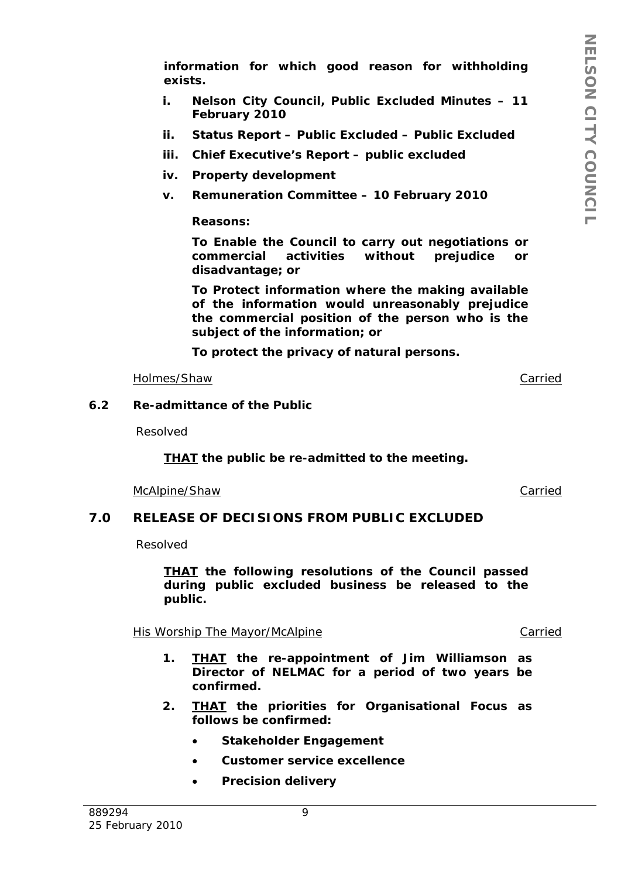**information for which good reason for withholding exists.**

**i. Nelson City Council, Public Excluded Minutes – 11 February 2010**

**ii. Status Report – Public Excluded – Public Excluded**

**iii. Chief Executive's Report – public excluded**

**iv. Property development**

**v. Remuneration Committee – 10 February 2010**

**Reasons:**

**To Enable the Council to carry out negotiations or commercial activities without prejudice or disadvantage; or**

**To Protect information where the making available of the information would unreasonably prejudice the commercial position of the person who is the subject of the information; or**

**To protect the privacy of natural persons.**

Holmes/Shaw — Carried

### 6.2 Re-admittance of the Public

Resolved

**THAT the public be re-admitted to the meeting.**

McAlpine/Shaw — Carried

## 7.0 RELEASE OF DECISIONS FROM PUBLIC EXCLUDED

Resolved

**THAT the following resolutions of the Council passed during public excluded business be released to the public.**

His Worship The Mayor/McAlpine — Carried

1. **THAT the re-appointment of Jim Williamson as Director of NELMAC for a period of two years be confirmed.**
2. **THAT the priorities for Organisational Focus as follows be confirmed:**
   - **Stakeholder Engagement**
   - **Customer service excellence**
   - **Precision delivery**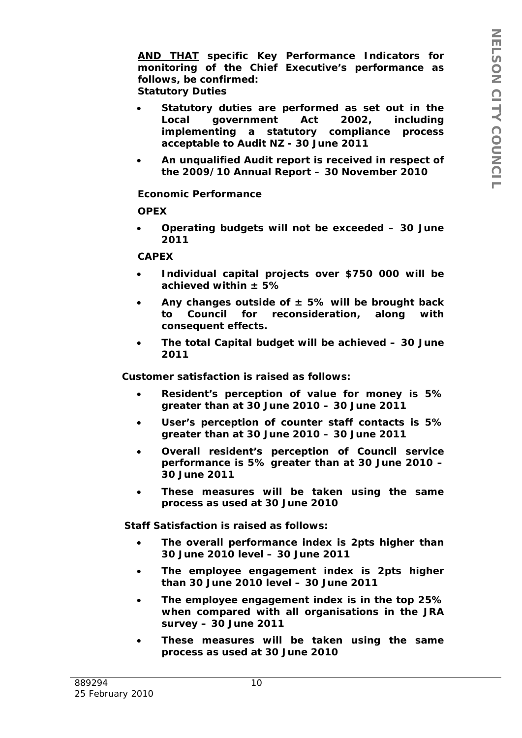**AND THAT specific Key Performance Indicators for monitoring of the Chief Executive's performance as follows, be confirmed:**

**Statutory Duties**

- **Statutory duties are performed as set out in the Local government Act 2002, including implementing a statutory compliance process acceptable to Audit NZ - 30 June 2011**
- **An unqualified Audit report is received in respect of the 2009/10 Annual Report – 30 November 2010**

**Economic Performance**

**OPEX**

- **Operating budgets will not be exceeded – 30 June 2011**

**CAPEX**

- **Individual capital projects over $750 000 will be achieved within ± 5%**
- **Any changes outside of ± 5% will be brought back to Council for reconsideration, along with consequent effects.**
- **The total Capital budget will be achieved – 30 June 2011**

**Customer satisfaction is raised as follows:**

- **Resident's perception of value for money is 5% greater than at 30 June 2010 – 30 June 2011**
- **User's perception of counter staff contacts is 5% greater than at 30 June 2010 – 30 June 2011**
- **Overall resident's perception of Council service performance is 5% greater than at 30 June 2010 – 30 June 2011**
- **These measures will be taken using the same process as used at 30 June 2010**

**Staff Satisfaction is raised as follows:**

- **The overall performance index is 2pts higher than 30 June 2010 level – 30 June 2011**
- **The employee engagement index is 2pts higher than 30 June 2010 level – 30 June 2011**
- **The employee engagement index is in the top 25% when compared with all organisations in the JRA survey – 30 June 2011**
- **These measures will be taken using the same process as used at 30 June 2010**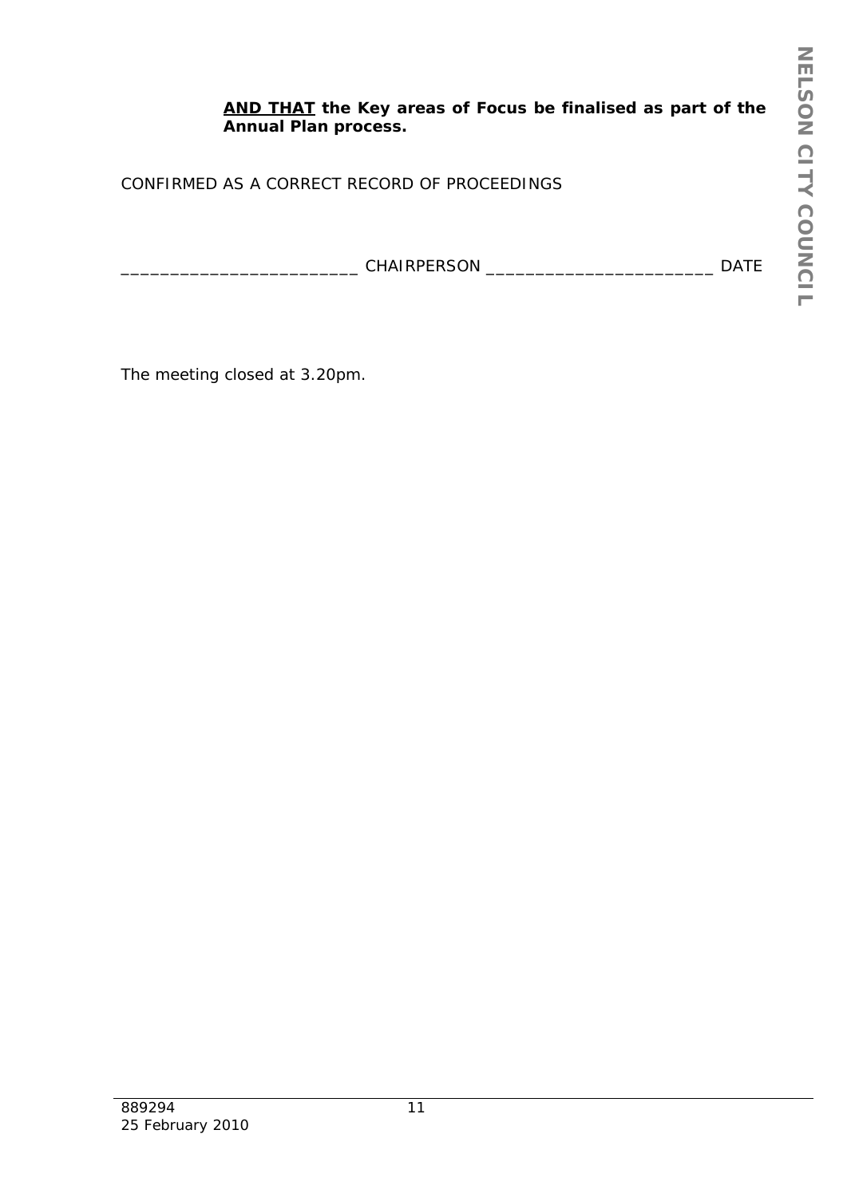**<u>AND THAT</u> the Key areas of Focus be finalised as part of the Annual Plan process.**

CONFIRMED AS A CORRECT RECORD OF PROCEEDINGS

________________________ CHAIRPERSON _______________________ DATE

The meeting closed at 3.20pm.